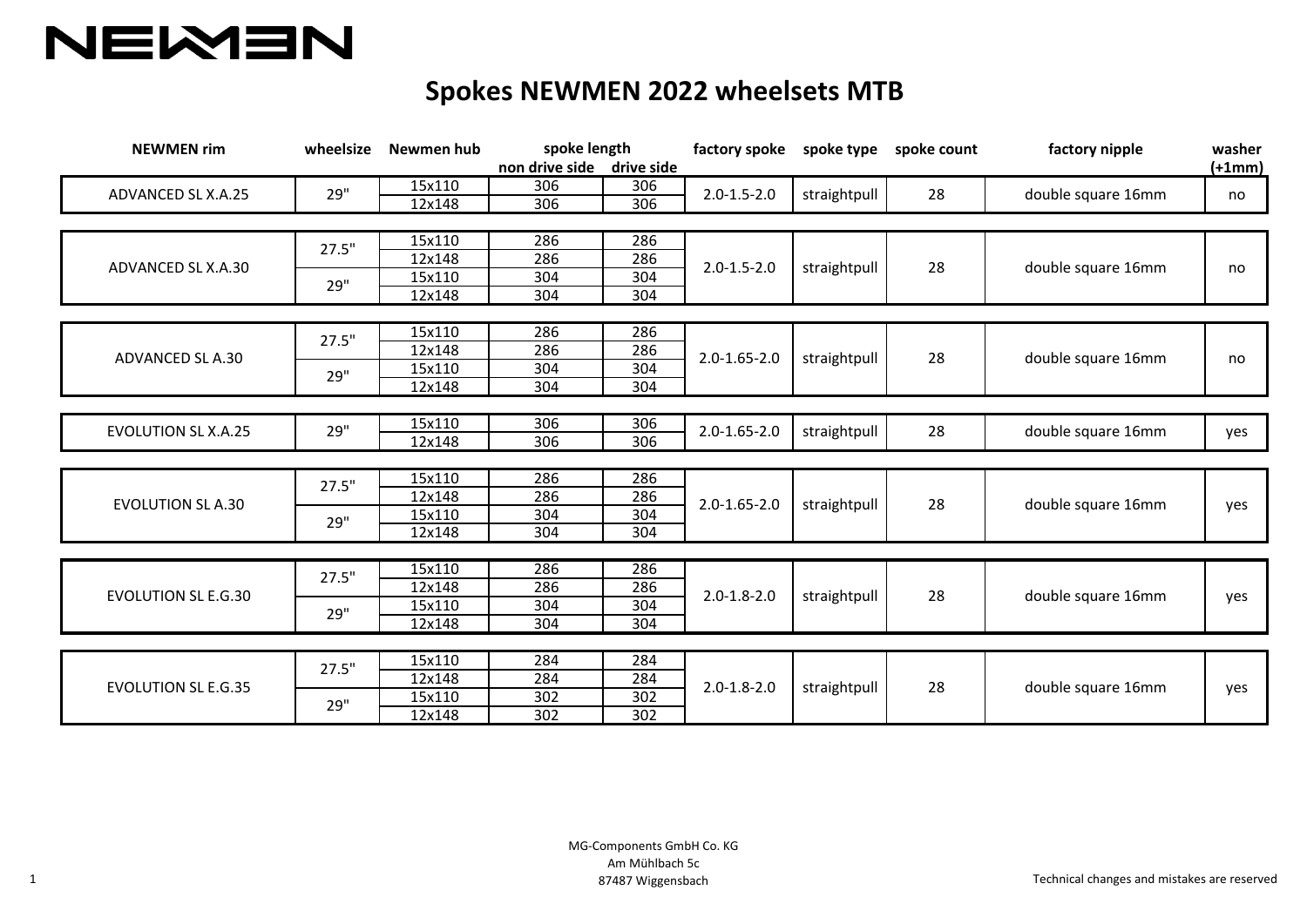NEWMEN

# Spokes NEWMEN 2022 wheelsets MTB

| NEWMEN rim | wheelsize | Newmen hub | spoke length | | factory spoke | spoke type | spoke count | factory nipple | washer (+1mm) |
|---|---|---|---|---|---|---|---|---|---|
| | | | non drive side | drive side | | | | | |
| ADVANCED SL X.A.25 | 29" | 15x110 | 306 | 306 | 2.0-1.5-2.0 | straightpull | 28 | double square 16mm | no |
| | | 12x148 | 306 | 306 | | | | | |
| ADVANCED SL X.A.30 | 27.5" | 15x110 | 286 | 286 | 2.0-1.5-2.0 | straightpull | 28 | double square 16mm | no |
| | | 12x148 | 286 | 286 | | | | | |
| | 29" | 15x110 | 304 | 304 | | | | | |
| | | 12x148 | 304 | 304 | | | | | |
| ADVANCED SL A.30 | 27.5" | 15x110 | 286 | 286 | 2.0-1.65-2.0 | straightpull | 28 | double square 16mm | no |
| | | 12x148 | 286 | 286 | | | | | |
| | 29" | 15x110 | 304 | 304 | | | | | |
| | | 12x148 | 304 | 304 | | | | | |
| EVOLUTION SL X.A.25 | 29" | 15x110 | 306 | 306 | 2.0-1.65-2.0 | straightpull | 28 | double square 16mm | yes |
| | | 12x148 | 306 | 306 | | | | | |
| EVOLUTION SL A.30 | 27.5" | 15x110 | 286 | 286 | 2.0-1.65-2.0 | straightpull | 28 | double square 16mm | yes |
| | | 12x148 | 286 | 286 | | | | | |
| | 29" | 15x110 | 304 | 304 | | | | | |
| | | 12x148 | 304 | 304 | | | | | |
| EVOLUTION SL E.G.30 | 27.5" | 15x110 | 286 | 286 | 2.0-1.8-2.0 | straightpull | 28 | double square 16mm | yes |
| | | 12x148 | 286 | 286 | | | | | |
| | 29" | 15x110 | 304 | 304 | | | | | |
| | | 12x148 | 304 | 304 | | | | | |
| EVOLUTION SL E.G.35 | 27.5" | 15x110 | 284 | 284 | 2.0-1.8-2.0 | straightpull | 28 | double square 16mm | yes |
| | | 12x148 | 284 | 284 | | | | | |
| | 29" | 15x110 | 302 | 302 | | | | | |
| | | 12x148 | 302 | 302 | | | | | |

MG-Components GmbH Co. KG
Am Mühlbach 5c
87487 Wiggensbach

Technical changes and mistakes are reserved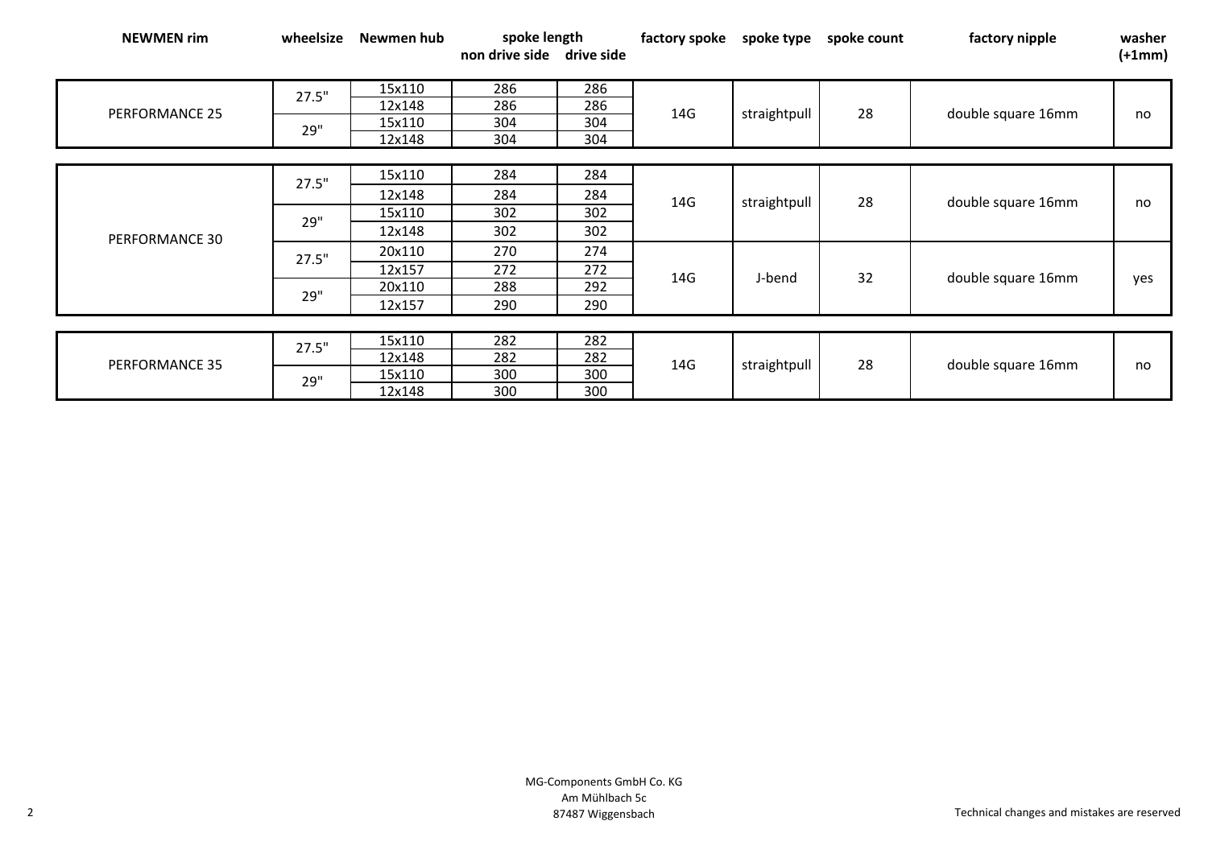| NEWMEN rim | wheelsize | Newmen hub | spoke length | | factory spoke | spoke type | spoke count | factory nipple | washer (+1mm) |
|---|---|---|---|---|---|---|---|---|---|
| | | | non drive side | drive side | | | | | |
| PERFORMANCE 25 | 27.5" | 15x110 | 286 | 286 | 14G | straightpull | 28 | double square 16mm | no |
| | | 12x148 | 286 | 286 | | | | | |
| | 29" | 15x110 | 304 | 304 | | | | | |
| | | 12x148 | 304 | 304 | | | | | |
| PERFORMANCE 30 | 27.5" | 15x110 | 284 | 284 | 14G | straightpull | 28 | double square 16mm | no |
| | | 12x148 | 284 | 284 | | | | | |
| | 29" | 15x110 | 302 | 302 | | | | | |
| | | 12x148 | 302 | 302 | | | | | |
| | 27.5" | 20x110 | 270 | 274 | 14G | J-bend | 32 | double square 16mm | yes |
| | | 12x157 | 272 | 272 | | | | | |
| | 29" | 20x110 | 288 | 292 | | | | | |
| | | 12x157 | 290 | 290 | | | | | |
| PERFORMANCE 35 | 27.5" | 15x110 | 282 | 282 | 14G | straightpull | 28 | double square 16mm | no |
| | | 12x148 | 282 | 282 | | | | | |
| | 29" | 15x110 | 300 | 300 | | | | | |
| | | 12x148 | 300 | 300 | | | | | |

MG-Components GmbH Co. KG
Am Mühlbach 5c
87487 Wiggensbach

Technical changes and mistakes are reserved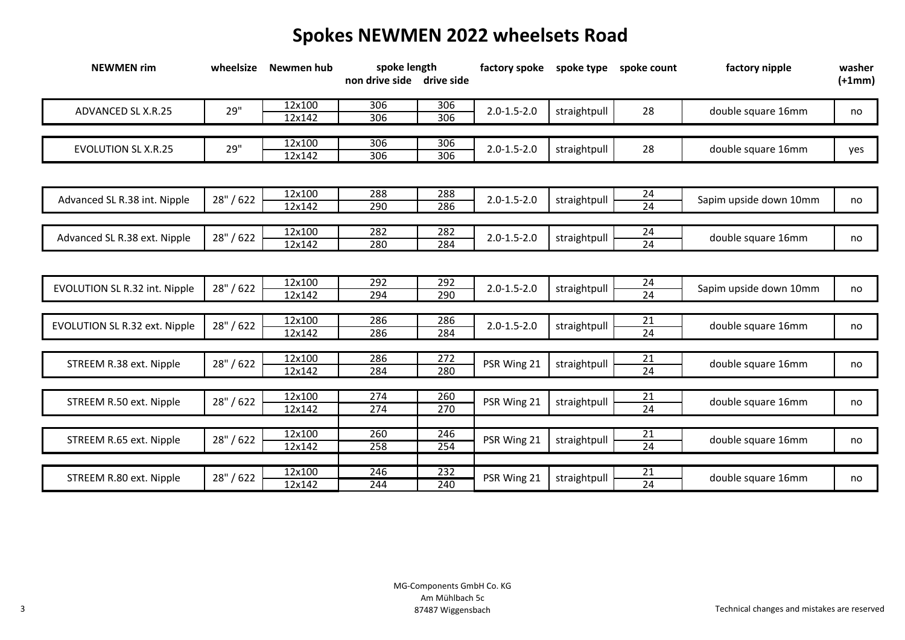# Spokes NEWMEN 2022 wheelsets Road

| NEWMEN rim | wheelsize | Newmen hub | spoke length non drive side | spoke length drive side | factory spoke | spoke type | spoke count | factory nipple | washer (+1mm) |
|---|---|---|---|---|---|---|---|---|---|
| ADVANCED SL X.R.25 | 29" | 12x100 | 306 | 306 | 2.0-1.5-2.0 | straightpull | 28 | double square 16mm | no |
| | | 12x142 | 306 | 306 | | | | | |
| EVOLUTION SL X.R.25 | 29" | 12x100 | 306 | 306 | 2.0-1.5-2.0 | straightpull | 28 | double square 16mm | yes |
| | | 12x142 | 306 | 306 | | | | | |
| Advanced SL R.38 int. Nipple | 28" / 622 | 12x100 | 288 | 288 | 2.0-1.5-2.0 | straightpull | 24 | Sapim upside down 10mm | no |
| | | 12x142 | 290 | 286 | | | 24 | | |
| Advanced SL R.38 ext. Nipple | 28" / 622 | 12x100 | 282 | 282 | 2.0-1.5-2.0 | straightpull | 24 | double square 16mm | no |
| | | 12x142 | 280 | 284 | | | 24 | | |
| EVOLUTION SL R.32 int. Nipple | 28" / 622 | 12x100 | 292 | 292 | 2.0-1.5-2.0 | straightpull | 24 | Sapim upside down 10mm | no |
| | | 12x142 | 294 | 290 | | | 24 | | |
| EVOLUTION SL R.32 ext. Nipple | 28" / 622 | 12x100 | 286 | 286 | 2.0-1.5-2.0 | straightpull | 21 | double square 16mm | no |
| | | 12x142 | 286 | 284 | | | 24 | | |
| STREEM R.38 ext. Nipple | 28" / 622 | 12x100 | 286 | 272 | PSR Wing 21 | straightpull | 21 | double square 16mm | no |
| | | 12x142 | 284 | 280 | | | 24 | | |
| STREEM R.50 ext. Nipple | 28" / 622 | 12x100 | 274 | 260 | PSR Wing 21 | straightpull | 21 | double square 16mm | no |
| | | 12x142 | 274 | 270 | | | 24 | | |
| STREEM R.65 ext. Nipple | 28" / 622 | 12x100 | 260 | 246 | PSR Wing 21 | straightpull | 21 | double square 16mm | no |
| | | 12x142 | 258 | 254 | | | 24 | | |
| STREEM R.80 ext. Nipple | 28" / 622 | 12x100 | 246 | 232 | PSR Wing 21 | straightpull | 21 | double square 16mm | no |
| | | 12x142 | 244 | 240 | | | 24 | | |

MG-Components GmbH Co. KG
Am Mühlbach 5c
87487 Wiggensbach

Technical changes and mistakes are reserved